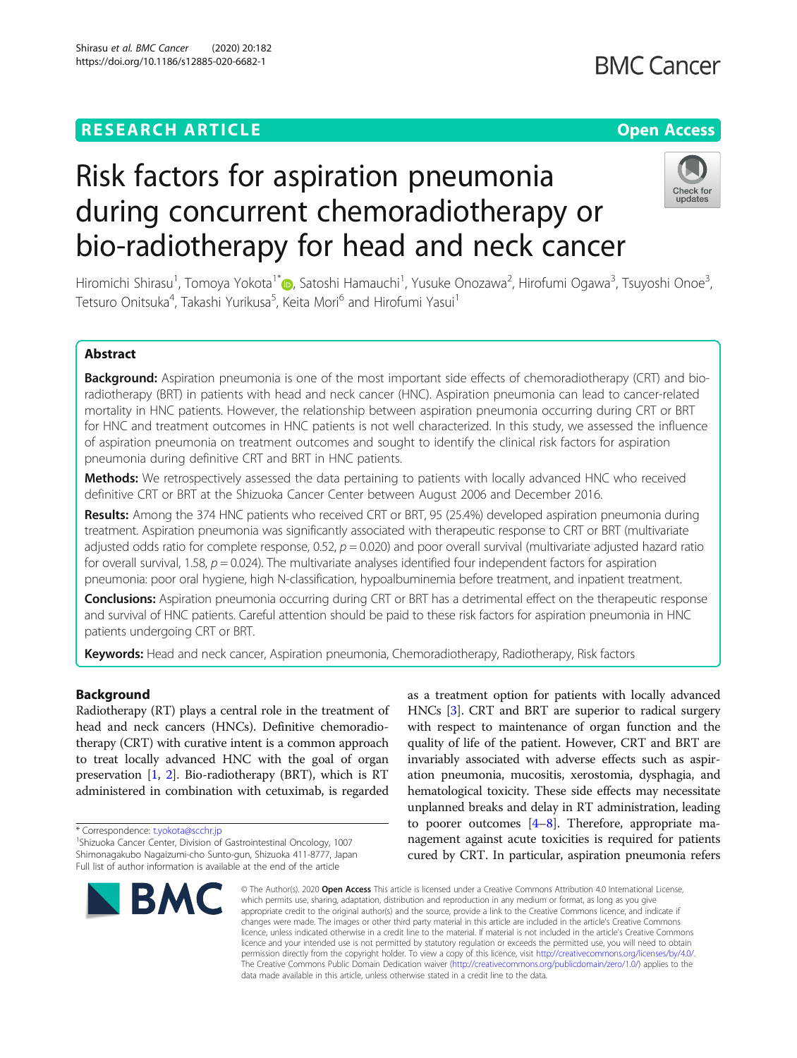RESEARCH ARTICLE

Open Access

# Risk factors for aspiration pneumonia during concurrent chemoradiotherapy or bio-radiotherapy for head and neck cancer

Hiromichi Shirasu[1], Tomoya Yokota[1*], Satoshi Hamauchi[1], Yusuke Onozawa[2], Hirofumi Ogawa[3], Tsuyoshi Onoe[3], Tetsuro Onitsuka[4], Takashi Yurikusa[5], Keita Mori[6] and Hirofumi Yasui[1]

## Abstract

**Background:** Aspiration pneumonia is one of the most important side effects of chemoradiotherapy (CRT) and bio-radiotherapy (BRT) in patients with head and neck cancer (HNC). Aspiration pneumonia can lead to cancer-related mortality in HNC patients. However, the relationship between aspiration pneumonia occurring during CRT or BRT for HNC and treatment outcomes in HNC patients is not well characterized. In this study, we assessed the influence of aspiration pneumonia on treatment outcomes and sought to identify the clinical risk factors for aspiration pneumonia during definitive CRT and BRT in HNC patients.

**Methods:** We retrospectively assessed the data pertaining to patients with locally advanced HNC who received definitive CRT or BRT at the Shizuoka Cancer Center between August 2006 and December 2016.

**Results:** Among the 374 HNC patients who received CRT or BRT, 95 (25.4%) developed aspiration pneumonia during treatment. Aspiration pneumonia was significantly associated with therapeutic response to CRT or BRT (multivariate adjusted odds ratio for complete response, 0.52, $p = 0.020$) and poor overall survival (multivariate adjusted hazard ratio for overall survival, 1.58, $p = 0.024$). The multivariate analyses identified four independent factors for aspiration pneumonia: poor oral hygiene, high N-classification, hypoalbuminemia before treatment, and inpatient treatment.

**Conclusions:** Aspiration pneumonia occurring during CRT or BRT has a detrimental effect on the therapeutic response and survival of HNC patients. Careful attention should be paid to these risk factors for aspiration pneumonia in HNC patients undergoing CRT or BRT.

**Keywords:** Head and neck cancer, Aspiration pneumonia, Chemoradiotherapy, Radiotherapy, Risk factors

## Background

Radiotherapy (RT) plays a central role in the treatment of head and neck cancers (HNCs). Definitive chemoradiotherapy (CRT) with curative intent is a common approach to treat locally advanced HNC with the goal of organ preservation [1, 2]. Bio-radiotherapy (BRT), which is RT administered in combination with cetuximab, is regarded as a treatment option for patients with locally advanced HNCs [3]. CRT and BRT are superior to radical surgery with respect to maintenance of organ function and the quality of life of the patient. However, CRT and BRT are invariably associated with adverse effects such as aspiration pneumonia, mucositis, xerostomia, dysphagia, and hematological toxicity. These side effects may necessitate unplanned breaks and delay in RT administration, leading to poorer outcomes [4–8]. Therefore, appropriate management against acute toxicities is required for patients cured by CRT. In particular, aspiration pneumonia refers

\* Correspondence: t.yokota@scchr.jp
[1]Shizuoka Cancer Center, Division of Gastrointestinal Oncology, 1007 Shimonagakubo Nagaizumi-cho Sunto-gun, Shizuoka 411-8777, Japan
Full list of author information is available at the end of the article

© The Author(s). 2020 **Open Access** This article is licensed under a Creative Commons Attribution 4.0 International License, which permits use, sharing, adaptation, distribution and reproduction in any medium or format, as long as you give appropriate credit to the original author(s) and the source, provide a link to the Creative Commons licence, and indicate if changes were made. The images or other third party material in this article are included in the article's Creative Commons licence, unless indicated otherwise in a credit line to the material. If material is not included in the article's Creative Commons licence and your intended use is not permitted by statutory regulation or exceeds the permitted use, you will need to obtain permission directly from the copyright holder. To view a copy of this licence, visit http://creativecommons.org/licenses/by/4.0/. The Creative Commons Public Domain Dedication waiver (http://creativecommons.org/publicdomain/zero/1.0/) applies to the data made available in this article, unless otherwise stated in a credit line to the data.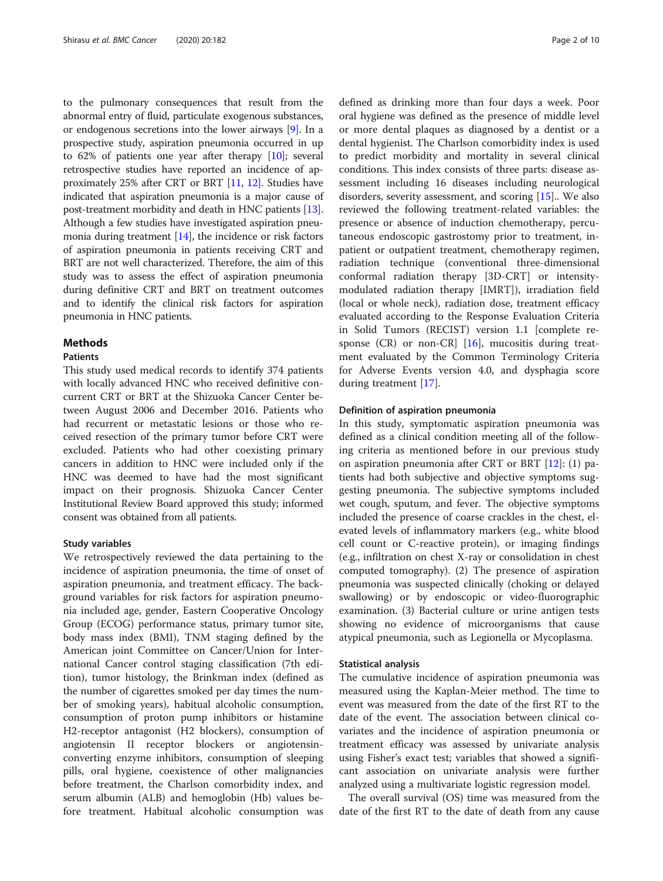to the pulmonary consequences that result from the abnormal entry of fluid, particulate exogenous substances, or endogenous secretions into the lower airways [9]. In a prospective study, aspiration pneumonia occurred in up to 62% of patients one year after therapy [10]; several retrospective studies have reported an incidence of approximately 25% after CRT or BRT [11, 12]. Studies have indicated that aspiration pneumonia is a major cause of post-treatment morbidity and death in HNC patients [13]. Although a few studies have investigated aspiration pneumonia during treatment [14], the incidence or risk factors of aspiration pneumonia in patients receiving CRT and BRT are not well characterized. Therefore, the aim of this study was to assess the effect of aspiration pneumonia during definitive CRT and BRT on treatment outcomes and to identify the clinical risk factors for aspiration pneumonia in HNC patients.

## Methods

### Patients

This study used medical records to identify 374 patients with locally advanced HNC who received definitive concurrent CRT or BRT at the Shizuoka Cancer Center between August 2006 and December 2016. Patients who had recurrent or metastatic lesions or those who received resection of the primary tumor before CRT were excluded. Patients who had other coexisting primary cancers in addition to HNC were included only if the HNC was deemed to have had the most significant impact on their prognosis. Shizuoka Cancer Center Institutional Review Board approved this study; informed consent was obtained from all patients.

### Study variables

We retrospectively reviewed the data pertaining to the incidence of aspiration pneumonia, the time of onset of aspiration pneumonia, and treatment efficacy. The background variables for risk factors for aspiration pneumonia included age, gender, Eastern Cooperative Oncology Group (ECOG) performance status, primary tumor site, body mass index (BMI), TNM staging defined by the American joint Committee on Cancer/Union for International Cancer control staging classification (7th edition), tumor histology, the Brinkman index (defined as the number of cigarettes smoked per day times the number of smoking years), habitual alcoholic consumption, consumption of proton pump inhibitors or histamine H2-receptor antagonist (H2 blockers), consumption of angiotensin II receptor blockers or angiotensin-converting enzyme inhibitors, consumption of sleeping pills, oral hygiene, coexistence of other malignancies before treatment, the Charlson comorbidity index, and serum albumin (ALB) and hemoglobin (Hb) values before treatment. Habitual alcoholic consumption was defined as drinking more than four days a week. Poor oral hygiene was defined as the presence of middle level or more dental plaques as diagnosed by a dentist or a dental hygienist. The Charlson comorbidity index is used to predict morbidity and mortality in several clinical conditions. This index consists of three parts: disease assessment including 16 diseases including neurological disorders, severity assessment, and scoring [15].. We also reviewed the following treatment-related variables: the presence or absence of induction chemotherapy, percutaneous endoscopic gastrostomy prior to treatment, inpatient or outpatient treatment, chemotherapy regimen, radiation technique (conventional three-dimensional conformal radiation therapy [3D-CRT] or intensity-modulated radiation therapy [IMRT]), irradiation field (local or whole neck), radiation dose, treatment efficacy evaluated according to the Response Evaluation Criteria in Solid Tumors (RECIST) version 1.1 [complete response (CR) or non-CR] [16], mucositis during treatment evaluated by the Common Terminology Criteria for Adverse Events version 4.0, and dysphagia score during treatment [17].

### Definition of aspiration pneumonia

In this study, symptomatic aspiration pneumonia was defined as a clinical condition meeting all of the following criteria as mentioned before in our previous study on aspiration pneumonia after CRT or BRT [12]: (1) patients had both subjective and objective symptoms suggesting pneumonia. The subjective symptoms included wet cough, sputum, and fever. The objective symptoms included the presence of coarse crackles in the chest, elevated levels of inflammatory markers (e.g., white blood cell count or C-reactive protein), or imaging findings (e.g., infiltration on chest X-ray or consolidation in chest computed tomography). (2) The presence of aspiration pneumonia was suspected clinically (choking or delayed swallowing) or by endoscopic or video-fluorographic examination. (3) Bacterial culture or urine antigen tests showing no evidence of microorganisms that cause atypical pneumonia, such as Legionella or Mycoplasma.

### Statistical analysis

The cumulative incidence of aspiration pneumonia was measured using the Kaplan-Meier method. The time to event was measured from the date of the first RT to the date of the event. The association between clinical covariates and the incidence of aspiration pneumonia or treatment efficacy was assessed by univariate analysis using Fisher's exact test; variables that showed a significant association on univariate analysis were further analyzed using a multivariate logistic regression model.

The overall survival (OS) time was measured from the date of the first RT to the date of death from any cause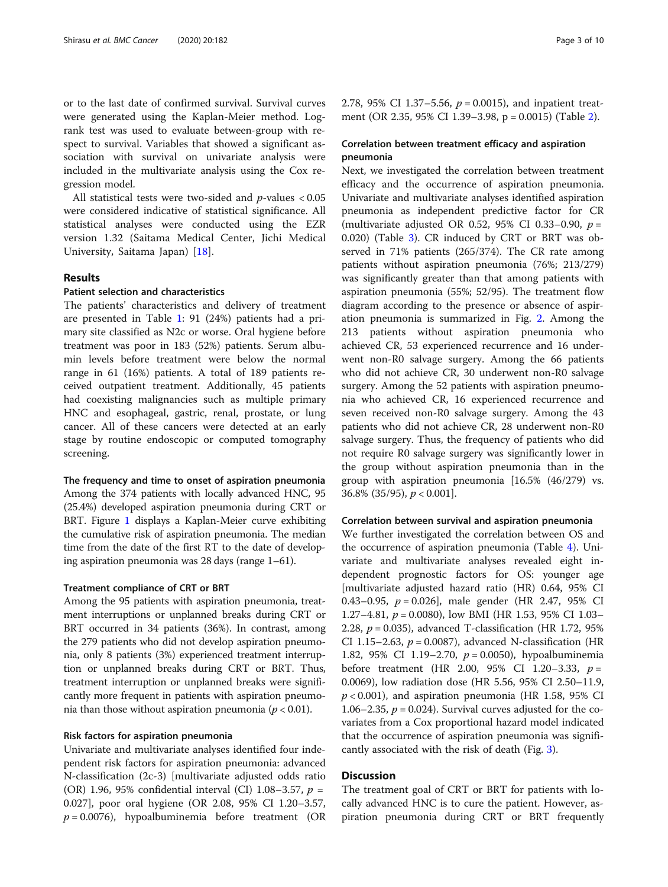or to the last date of confirmed survival. Survival curves were generated using the Kaplan-Meier method. Log-rank test was used to evaluate between-group with respect to survival. Variables that showed a significant association with survival on univariate analysis were included in the multivariate analysis using the Cox regression model.

All statistical tests were two-sided and $p$-values $< 0.05$ were considered indicative of statistical significance. All statistical analyses were conducted using the EZR version 1.32 (Saitama Medical Center, Jichi Medical University, Saitama Japan) [18].

## Results

### Patient selection and characteristics

The patients' characteristics and delivery of treatment are presented in Table 1: 91 (24%) patients had a primary site classified as N2c or worse. Oral hygiene before treatment was poor in 183 (52%) patients. Serum albumin levels before treatment were below the normal range in 61 (16%) patients. A total of 189 patients received outpatient treatment. Additionally, 45 patients had coexisting malignancies such as multiple primary HNC and esophageal, gastric, renal, prostate, or lung cancer. All of these cancers were detected at an early stage by routine endoscopic or computed tomography screening.

### The frequency and time to onset of aspiration pneumonia

Among the 374 patients with locally advanced HNC, 95 (25.4%) developed aspiration pneumonia during CRT or BRT. Figure 1 displays a Kaplan-Meier curve exhibiting the cumulative risk of aspiration pneumonia. The median time from the date of the first RT to the date of developing aspiration pneumonia was 28 days (range 1–61).

### Treatment compliance of CRT or BRT

Among the 95 patients with aspiration pneumonia, treatment interruptions or unplanned breaks during CRT or BRT occurred in 34 patients (36%). In contrast, among the 279 patients who did not develop aspiration pneumonia, only 8 patients (3%) experienced treatment interruption or unplanned breaks during CRT or BRT. Thus, treatment interruption or unplanned breaks were significantly more frequent in patients with aspiration pneumonia than those without aspiration pneumonia ($p < 0.01$).

### Risk factors for aspiration pneumonia

Univariate and multivariate analyses identified four independent risk factors for aspiration pneumonia: advanced N-classification (2c-3) [multivariate adjusted odds ratio (OR) 1.96, 95% confidential interval (CI) 1.08–3.57, $p$ = 0.027], poor oral hygiene (OR 2.08, 95% CI 1.20–3.57, $p$ = 0.0076), hypoalbuminemia before treatment (OR 2.78, 95% CI 1.37–5.56, $p$ = 0.0015), and inpatient treatment (OR 2.35, 95% CI 1.39–3.98, p = 0.0015) (Table 2).

### Correlation between treatment efficacy and aspiration pneumonia

Next, we investigated the correlation between treatment efficacy and the occurrence of aspiration pneumonia. Univariate and multivariate analyses identified aspiration pneumonia as independent predictive factor for CR (multivariate adjusted OR 0.52, 95% CI 0.33–0.90, $p$ = 0.020) (Table 3). CR induced by CRT or BRT was observed in 71% patients (265/374). The CR rate among patients without aspiration pneumonia (76%; 213/279) was significantly greater than that among patients with aspiration pneumonia (55%; 52/95). The treatment flow diagram according to the presence or absence of aspiration pneumonia is summarized in Fig. 2. Among the 213 patients without aspiration pneumonia who achieved CR, 53 experienced recurrence and 16 underwent non-R0 salvage surgery. Among the 66 patients who did not achieve CR, 30 underwent non-R0 salvage surgery. Among the 52 patients with aspiration pneumonia who achieved CR, 16 experienced recurrence and seven received non-R0 salvage surgery. Among the 43 patients who did not achieve CR, 28 underwent non-R0 salvage surgery. Thus, the frequency of patients who did not require R0 salvage surgery was significantly lower in the group without aspiration pneumonia than in the group with aspiration pneumonia [16.5% (46/279) vs. 36.8% (35/95), $p < 0.001$].

### Correlation between survival and aspiration pneumonia

We further investigated the correlation between OS and the occurrence of aspiration pneumonia (Table 4). Univariate and multivariate analyses revealed eight independent prognostic factors for OS: younger age [multivariate adjusted hazard ratio (HR) 0.64, 95% CI 0.43–0.95, $p$ = 0.026], male gender (HR 2.47, 95% CI 1.27–4.81, $p$ = 0.0080), low BMI (HR 1.53, 95% CI 1.03–2.28, $p$ = 0.035), advanced T-classification (HR 1.72, 95% CI 1.15–2.63, $p$ = 0.0087), advanced N-classification (HR 1.82, 95% CI 1.19–2.70, $p$ = 0.0050), hypoalbuminemia before treatment (HR 2.00, 95% CI 1.20–3.33, $p$ = 0.0069), low radiation dose (HR 5.56, 95% CI 2.50–11.9, $p < 0.001$), and aspiration pneumonia (HR 1.58, 95% CI 1.06–2.35, $p$ = 0.024). Survival curves adjusted for the covariates from a Cox proportional hazard model indicated that the occurrence of aspiration pneumonia was significantly associated with the risk of death (Fig. 3).

## Discussion

The treatment goal of CRT or BRT for patients with locally advanced HNC is to cure the patient. However, aspiration pneumonia during CRT or BRT frequently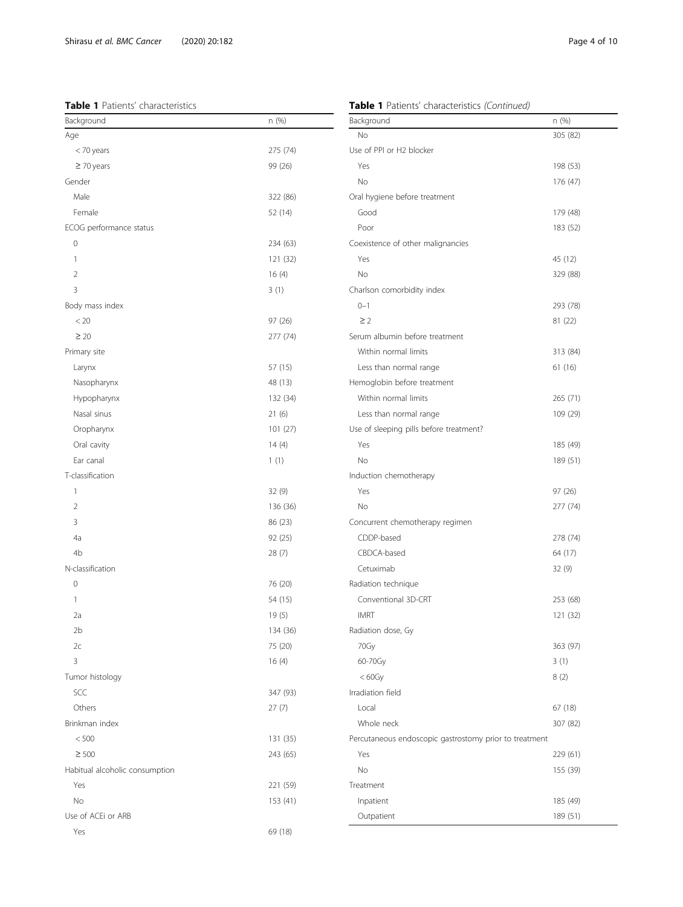**Table 1** Patients' characteristics

| Background | n (%) |
|---|---|
| Age | |
| < 70 years | 275 (74) |
| ≥ 70 years | 99 (26) |
| Gender | |
| Male | 322 (86) |
| Female | 52 (14) |
| ECOG performance status | |
| 0 | 234 (63) |
| 1 | 121 (32) |
| 2 | 16 (4) |
| 3 | 3 (1) |
| Body mass index | |
| < 20 | 97 (26) |
| ≥ 20 | 277 (74) |
| Primary site | |
| Larynx | 57 (15) |
| Nasopharynx | 48 (13) |
| Hypopharynx | 132 (34) |
| Nasal sinus | 21 (6) |
| Oropharynx | 101 (27) |
| Oral cavity | 14 (4) |
| Ear canal | 1 (1) |
| T-classification | |
| 1 | 32 (9) |
| 2 | 136 (36) |
| 3 | 86 (23) |
| 4a | 92 (25) |
| 4b | 28 (7) |
| N-classification | |
| 0 | 76 (20) |
| 1 | 54 (15) |
| 2a | 19 (5) |
| 2b | 134 (36) |
| 2c | 75 (20) |
| 3 | 16 (4) |
| Tumor histology | |
| SCC | 347 (93) |
| Others | 27 (7) |
| Brinkman index | |
| < 500 | 131 (35) |
| ≥ 500 | 243 (65) |
| Habitual alcoholic consumption | |
| Yes | 221 (59) |
| No | 153 (41) |
| Use of ACEi or ARB | |
| Yes | 69 (18) |
| No | 305 (82) |
| Use of PPI or H2 blocker | |
| Yes | 198 (53) |
| No | 176 (47) |
| Oral hygiene before treatment | |
| Good | 179 (48) |
| Poor | 183 (52) |
| Coexistence of other malignancies | |
| Yes | 45 (12) |
| No | 329 (88) |
| Charlson comorbidity index | |
| 0–1 | 293 (78) |
| ≥ 2 | 81 (22) |
| Serum albumin before treatment | |
| Within normal limits | 313 (84) |
| Less than normal range | 61 (16) |
| Hemoglobin before treatment | |
| Within normal limits | 265 (71) |
| Less than normal range | 109 (29) |
| Use of sleeping pills before treatment? | |
| Yes | 185 (49) |
| No | 189 (51) |
| Induction chemotherapy | |
| Yes | 97 (26) |
| No | 277 (74) |
| Concurrent chemotherapy regimen | |
| CDDP-based | 278 (74) |
| CBDCA-based | 64 (17) |
| Cetuximab | 32 (9) |
| Radiation technique | |
| Conventional 3D-CRT | 253 (68) |
| IMRT | 121 (32) |
| Radiation dose, Gy | |
| 70Gy | 363 (97) |
| 60-70Gy | 3 (1) |
| < 60Gy | 8 (2) |
| Irradiation field | |
| Local | 67 (18) |
| Whole neck | 307 (82) |
| Percutaneous endoscopic gastrostomy prior to treatment | |
| Yes | 229 (61) |
| No | 155 (39) |
| Treatment | |
| Inpatient | 185 (49) |
| Outpatient | 189 (51) |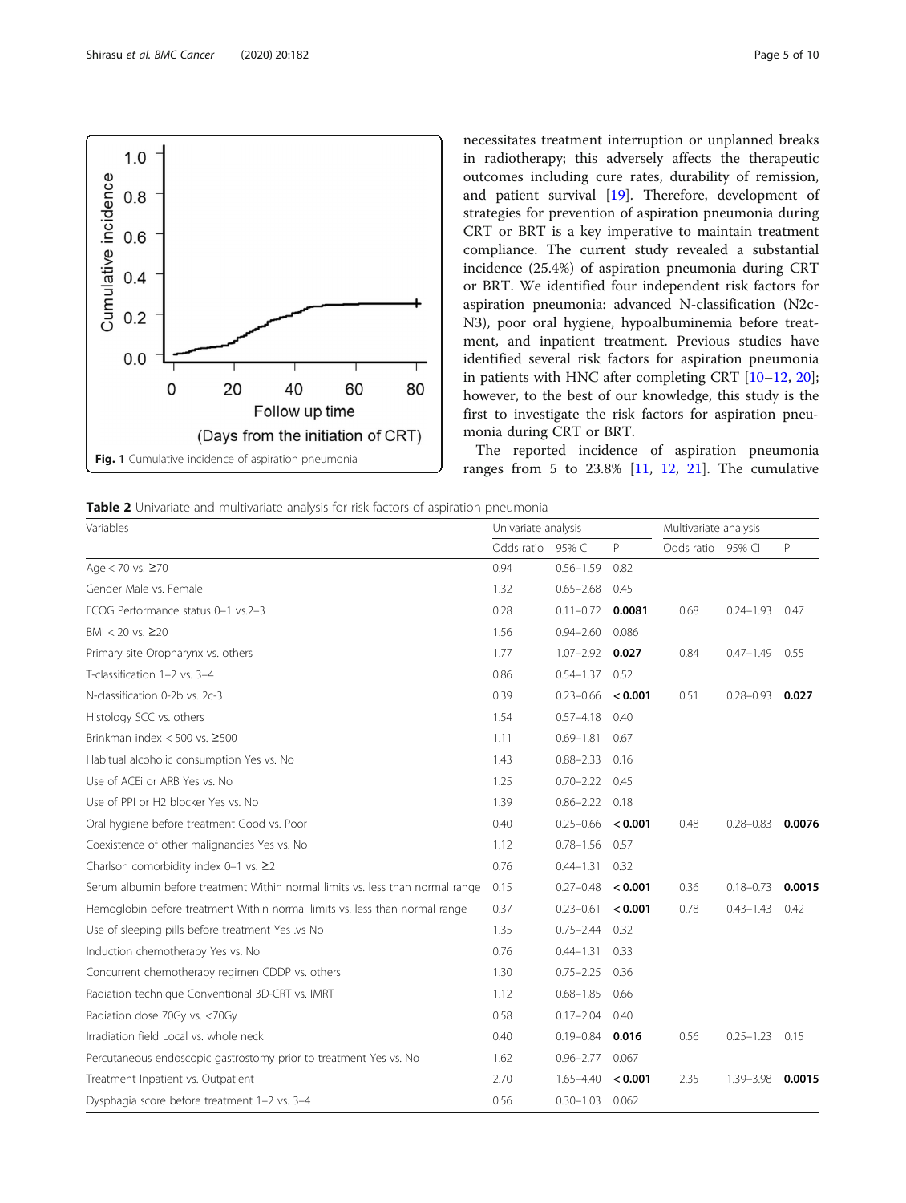Fig. 1 Cumulative incidence of aspiration pneumonia

necessitates treatment interruption or unplanned breaks in radiotherapy; this adversely affects the therapeutic outcomes including cure rates, durability of remission, and patient survival [19]. Therefore, development of strategies for prevention of aspiration pneumonia during CRT or BRT is a key imperative to maintain treatment compliance. The current study revealed a substantial incidence (25.4%) of aspiration pneumonia during CRT or BRT. We identified four independent risk factors for aspiration pneumonia: advanced N-classification (N2c-N3), poor oral hygiene, hypoalbuminemia before treatment, and inpatient treatment. Previous studies have identified several risk factors for aspiration pneumonia in patients with HNC after completing CRT [10–12, 20]; however, to the best of our knowledge, this study is the first to investigate the risk factors for aspiration pneumonia during CRT or BRT.

The reported incidence of aspiration pneumonia ranges from 5 to 23.8% [11, 12, 21]. The cumulative

**Table 2** Univariate and multivariate analysis for risk factors of aspiration pneumonia

| Variables | Univariate analysis | | | Multivariate analysis | | |
|---|---|---|---|---|---|---|
| | Odds ratio | 95% CI | P | Odds ratio | 95% CI | P |
| Age < 70 vs. ≥70 | 0.94 | 0.56–1.59 | 0.82 | | | |
| Gender Male vs. Female | 1.32 | 0.65–2.68 | 0.45 | | | |
| ECOG Performance status 0–1 vs.2–3 | 0.28 | 0.11–0.72 | **0.0081** | 0.68 | 0.24–1.93 | 0.47 |
| BMI < 20 vs. ≥20 | 1.56 | 0.94–2.60 | 0.086 | | | |
| Primary site Oropharynx vs. others | 1.77 | 1.07–2.92 | **0.027** | 0.84 | 0.47–1.49 | 0.55 |
| T-classification 1–2 vs. 3–4 | 0.86 | 0.54–1.37 | 0.52 | | | |
| N-classification 0-2b vs. 2c-3 | 0.39 | 0.23–0.66 | **< 0.001** | 0.51 | 0.28–0.93 | **0.027** |
| Histology SCC vs. others | 1.54 | 0.57–4.18 | 0.40 | | | |
| Brinkman index < 500 vs. ≥500 | 1.11 | 0.69–1.81 | 0.67 | | | |
| Habitual alcoholic consumption Yes vs. No | 1.43 | 0.88–2.33 | 0.16 | | | |
| Use of ACEi or ARB Yes vs. No | 1.25 | 0.70–2.22 | 0.45 | | | |
| Use of PPI or H2 blocker Yes vs. No | 1.39 | 0.86–2.22 | 0.18 | | | |
| Oral hygiene before treatment Good vs. Poor | 0.40 | 0.25–0.66 | **< 0.001** | 0.48 | 0.28–0.83 | **0.0076** |
| Coexistence of other malignancies Yes vs. No | 1.12 | 0.78–1.56 | 0.57 | | | |
| Charlson comorbidity index 0–1 vs. ≥2 | 0.76 | 0.44–1.31 | 0.32 | | | |
| Serum albumin before treatment Within normal limits vs. less than normal range | 0.15 | 0.27–0.48 | **< 0.001** | 0.36 | 0.18–0.73 | **0.0015** |
| Hemoglobin before treatment Within normal limits vs. less than normal range | 0.37 | 0.23–0.61 | **< 0.001** | 0.78 | 0.43–1.43 | 0.42 |
| Use of sleeping pills before treatment Yes .vs No | 1.35 | 0.75–2.44 | 0.32 | | | |
| Induction chemotherapy Yes vs. No | 0.76 | 0.44–1.31 | 0.33 | | | |
| Concurrent chemotherapy regimen CDDP vs. others | 1.30 | 0.75–2.25 | 0.36 | | | |
| Radiation technique Conventional 3D-CRT vs. IMRT | 1.12 | 0.68–1.85 | 0.66 | | | |
| Radiation dose 70Gy vs. <70Gy | 0.58 | 0.17–2.04 | 0.40 | | | |
| Irradiation field Local vs. whole neck | 0.40 | 0.19–0.84 | **0.016** | 0.56 | 0.25–1.23 | 0.15 |
| Percutaneous endoscopic gastrostomy prior to treatment Yes vs. No | 1.62 | 0.96–2.77 | 0.067 | | | |
| Treatment Inpatient vs. Outpatient | 2.70 | 1.65–4.40 | **< 0.001** | 2.35 | 1.39–3.98 | **0.0015** |
| Dysphagia score before treatment 1–2 vs. 3–4 | 0.56 | 0.30–1.03 | 0.062 | | | |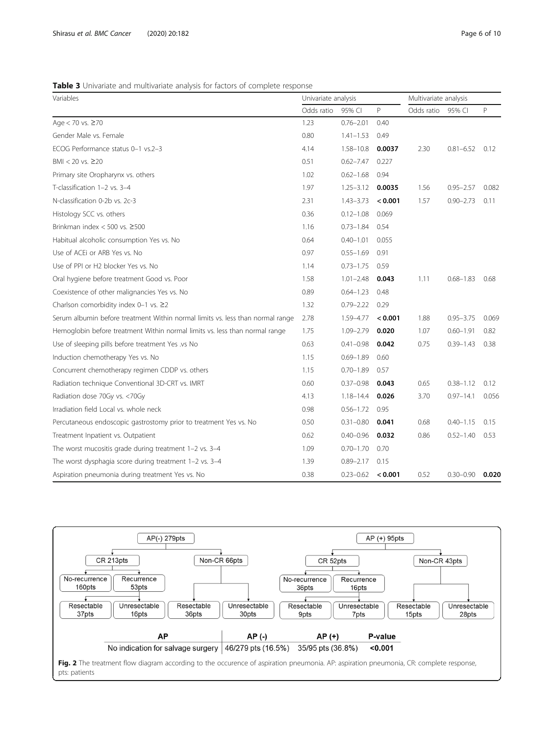**Table 3** Univariate and multivariate analysis for factors of complete response

| Variables | Univariate analysis | | | Multivariate analysis | | |
|---|---|---|---|---|---|---|
| | Odds ratio | 95% CI | P | Odds ratio | 95% CI | P |
| Age < 70 vs. ≥70 | 1.23 | 0.76–2.01 | 0.40 | | | |
| Gender Male vs. Female | 0.80 | 1.41–1.53 | 0.49 | | | |
| ECOG Performance status 0–1 vs.2–3 | 4.14 | 1.58–10.8 | **0.0037** | 2.30 | 0.81–6.52 | 0.12 |
| BMI < 20 vs. ≥20 | 0.51 | 0.62–7.47 | 0.227 | | | |
| Primary site Oropharynx vs. others | 1.02 | 0.62–1.68 | 0.94 | | | |
| T-classification 1–2 vs. 3–4 | 1.97 | 1.25–3.12 | **0.0035** | 1.56 | 0.95–2.57 | 0.082 |
| N-classification 0-2b vs. 2c-3 | 2.31 | 1.43–3.73 | **< 0.001** | 1.57 | 0.90–2.73 | 0.11 |
| Histology SCC vs. others | 0.36 | 0.12–1.08 | 0.069 | | | |
| Brinkman index < 500 vs. ≥500 | 1.16 | 0.73–1.84 | 0.54 | | | |
| Habitual alcoholic consumption Yes vs. No | 0.64 | 0.40–1.01 | 0.055 | | | |
| Use of ACEi or ARB Yes vs. No | 0.97 | 0.55–1.69 | 0.91 | | | |
| Use of PPI or H2 blocker Yes vs. No | 1.14 | 0.73–1.75 | 0.59 | | | |
| Oral hygiene before treatment Good vs. Poor | 1.58 | 1.01–2.48 | **0.043** | 1.11 | 0.68–1.83 | 0.68 |
| Coexistence of other malignancies Yes vs. No | 0.89 | 0.64–1.23 | 0.48 | | | |
| Charlson comorbidity index 0–1 vs. ≥2 | 1.32 | 0.79–2.22 | 0.29 | | | |
| Serum albumin before treatment Within normal limits vs. less than normal range | 2.78 | 1.59–4.77 | **< 0.001** | 1.88 | 0.95–3.75 | 0.069 |
| Hemoglobin before treatment Within normal limits vs. less than normal range | 1.75 | 1.09–2.79 | **0.020** | 1.07 | 0.60–1.91 | 0.82 |
| Use of sleeping pills before treatment Yes .vs No | 0.63 | 0.41–0.98 | **0.042** | 0.75 | 0.39–1.43 | 0.38 |
| Induction chemotherapy Yes vs. No | 1.15 | 0.69–1.89 | 0.60 | | | |
| Concurrent chemotherapy regimen CDDP vs. others | 1.15 | 0.70–1.89 | 0.57 | | | |
| Radiation technique Conventional 3D-CRT vs. IMRT | 0.60 | 0.37–0.98 | **0.043** | 0.65 | 0.38–1.12 | 0.12 |
| Radiation dose 70Gy vs. <70Gy | 4.13 | 1.18–14.4 | **0.026** | 3.70 | 0.97–14.1 | 0.056 |
| Irradiation field Local vs. whole neck | 0.98 | 0.56–1.72 | 0.95 | | | |
| Percutaneous endoscopic gastrostomy prior to treatment Yes vs. No | 0.50 | 0.31–0.80 | **0.041** | 0.68 | 0.40–1.15 | 0.15 |
| Treatment Inpatient vs. Outpatient | 0.62 | 0.40–0.96 | **0.032** | 0.86 | 0.52–1.40 | 0.53 |
| The worst mucositis grade during treatment 1–2 vs. 3–4 | 1.09 | 0.70–1.70 | 0.70 | | | |
| The worst dysphagia score during treatment 1–2 vs. 3–4 | 1.39 | 0.89–2.17 | 0.15 | | | |
| Aspiration pneumonia during treatment Yes vs. No | 0.38 | 0.23–0.62 | **< 0.001** | 0.52 | 0.30–0.90 | **0.020** |

- AP(-) 279pts
  - CR 213pts
    - No-recurrence 160pts
    - Recurrence 53pts
      - Resectable 37pts
      - Unresectable 16pts
  - Non-CR 66pts
    - Resectable 36pts
    - Unresectable 30pts
- AP (+) 95pts
  - CR 52pts
    - No-recurrence 36pts
    - Recurrence 16pts
      - Resectable 9pts
      - Unresectable 7pts
  - Non-CR 43pts
    - Resectable 15pts
    - Unresectable 28pts

| AP | AP (-) | AP (+) | P-value |
|---|---|---|---|
| No indication for salvage surgery | 46/279 pts (16.5%) | 35/95 pts (36.8%) | **<0.001** |

**Fig. 2** The treatment flow diagram according to the occurence of aspiration pneumonia. AP: aspiration pneumonia, CR: complete response, pts: patients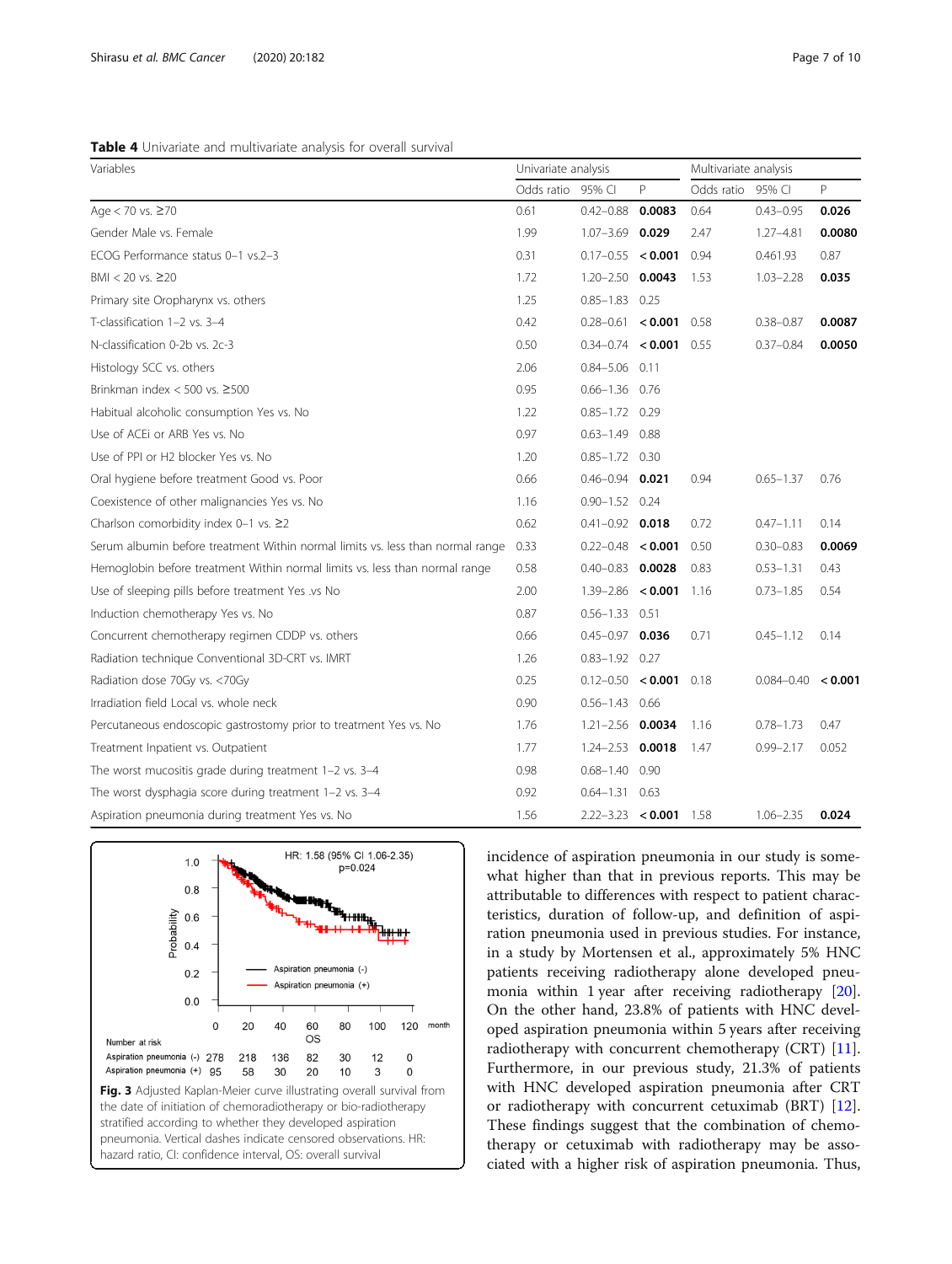**Table 4** Univariate and multivariate analysis for overall survival

| Variables | Univariate analysis | | | Multivariate analysis | | |
|---|---|---|---|---|---|---|
| | Odds ratio | 95% CI | P | Odds ratio | 95% CI | P |
| Age < 70 vs. ≥70 | 0.61 | 0.42–0.88 | **0.0083** | 0.64 | 0.43–0.95 | **0.026** |
| Gender Male vs. Female | 1.99 | 1.07–3.69 | **0.029** | 2.47 | 1.27–4.81 | **0.0080** |
| ECOG Performance status 0–1 vs.2–3 | 0.31 | 0.17–0.55 | **< 0.001** | 0.94 | 0.461.93 | 0.87 |
| BMI < 20 vs. ≥20 | 1.72 | 1.20–2.50 | **0.0043** | 1.53 | 1.03–2.28 | **0.035** |
| Primary site Oropharynx vs. others | 1.25 | 0.85–1.83 | 0.25 | | | |
| T-classification 1–2 vs. 3–4 | 0.42 | 0.28–0.61 | **< 0.001** | 0.58 | 0.38–0.87 | **0.0087** |
| N-classification 0-2b vs. 2c-3 | 0.50 | 0.34–0.74 | **< 0.001** | 0.55 | 0.37–0.84 | **0.0050** |
| Histology SCC vs. others | 2.06 | 0.84–5.06 | 0.11 | | | |
| Brinkman index < 500 vs. ≥500 | 0.95 | 0.66–1.36 | 0.76 | | | |
| Habitual alcoholic consumption Yes vs. No | 1.22 | 0.85–1.72 | 0.29 | | | |
| Use of ACEi or ARB Yes vs. No | 0.97 | 0.63–1.49 | 0.88 | | | |
| Use of PPI or H2 blocker Yes vs. No | 1.20 | 0.85–1.72 | 0.30 | | | |
| Oral hygiene before treatment Good vs. Poor | 0.66 | 0.46–0.94 | **0.021** | 0.94 | 0.65–1.37 | 0.76 |
| Coexistence of other malignancies Yes vs. No | 1.16 | 0.90–1.52 | 0.24 | | | |
| Charlson comorbidity index 0–1 vs. ≥2 | 0.62 | 0.41–0.92 | **0.018** | 0.72 | 0.47–1.11 | 0.14 |
| Serum albumin before treatment Within normal limits vs. less than normal range | 0.33 | 0.22–0.48 | **< 0.001** | 0.50 | 0.30–0.83 | **0.0069** |
| Hemoglobin before treatment Within normal limits vs. less than normal range | 0.58 | 0.40–0.83 | **0.0028** | 0.83 | 0.53–1.31 | 0.43 |
| Use of sleeping pills before treatment Yes .vs No | 2.00 | 1.39–2.86 | **< 0.001** | 1.16 | 0.73–1.85 | 0.54 |
| Induction chemotherapy Yes vs. No | 0.87 | 0.56–1.33 | 0.51 | | | |
| Concurrent chemotherapy regimen CDDP vs. others | 0.66 | 0.45–0.97 | **0.036** | 0.71 | 0.45–1.12 | 0.14 |
| Radiation technique Conventional 3D-CRT vs. IMRT | 1.26 | 0.83–1.92 | 0.27 | | | |
| Radiation dose 70Gy vs. <70Gy | 0.25 | 0.12–0.50 | **< 0.001** | 0.18 | 0.084–0.40 | **< 0.001** |
| Irradiation field Local vs. whole neck | 0.90 | 0.56–1.43 | 0.66 | | | |
| Percutaneous endoscopic gastrostomy prior to treatment Yes vs. No | 1.76 | 1.21–2.56 | **0.0034** | 1.16 | 0.78–1.73 | 0.47 |
| Treatment Inpatient vs. Outpatient | 1.77 | 1.24–2.53 | **0.0018** | 1.47 | 0.99–2.17 | 0.052 |
| The worst mucositis grade during treatment 1–2 vs. 3–4 | 0.98 | 0.68–1.40 | 0.90 | | | |
| The worst dysphagia score during treatment 1–2 vs. 3–4 | 0.92 | 0.64–1.31 | 0.63 | | | |
| Aspiration pneumonia during treatment Yes vs. No | 1.56 | 2.22–3.23 | **< 0.001** | 1.58 | 1.06–2.35 | **0.024** |

**Fig. 3** Adjusted Kaplan-Meier curve illustrating overall survival from the date of initiation of chemoradiotherapy or bio-radiotherapy stratified according to whether they developed aspiration pneumonia. Vertical dashes indicate censored observations. HR: hazard ratio, CI: confidence interval, OS: overall survival

incidence of aspiration pneumonia in our study is somewhat higher than that in previous reports. This may be attributable to differences with respect to patient characteristics, duration of follow-up, and definition of aspiration pneumonia used in previous studies. For instance, in a study by Mortensen et al., approximately 5% HNC patients receiving radiotherapy alone developed pneumonia within 1 year after receiving radiotherapy [20]. On the other hand, 23.8% of patients with HNC developed aspiration pneumonia within 5 years after receiving radiotherapy with concurrent chemotherapy (CRT) [11]. Furthermore, in our previous study, 21.3% of patients with HNC developed aspiration pneumonia after CRT or radiotherapy with concurrent cetuximab (BRT) [12]. These findings suggest that the combination of chemotherapy or cetuximab with radiotherapy may be associated with a higher risk of aspiration pneumonia. Thus,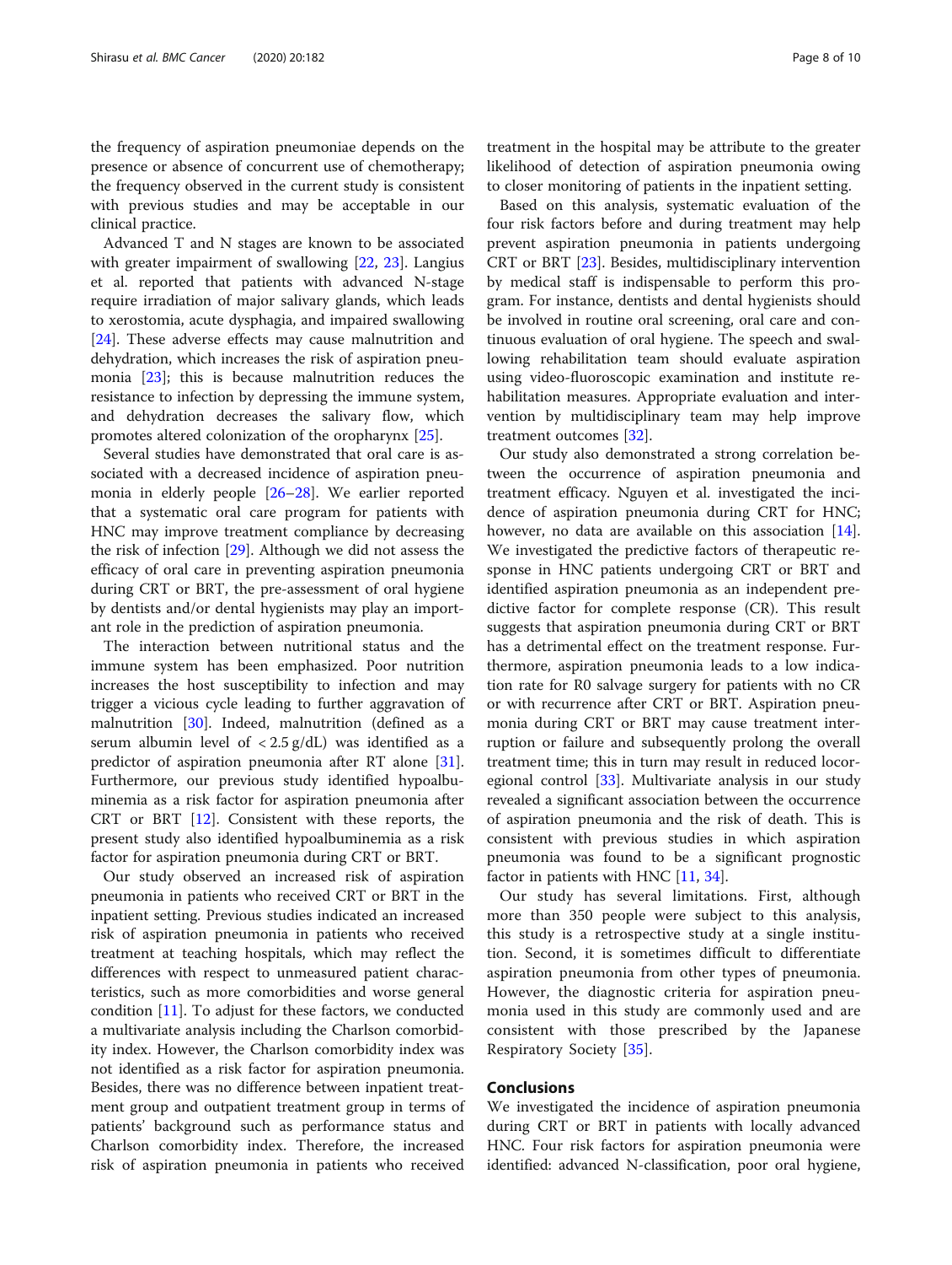the frequency of aspiration pneumoniae depends on the presence or absence of concurrent use of chemotherapy; the frequency observed in the current study is consistent with previous studies and may be acceptable in our clinical practice.

Advanced T and N stages are known to be associated with greater impairment of swallowing [22, 23]. Langius et al. reported that patients with advanced N-stage require irradiation of major salivary glands, which leads to xerostomia, acute dysphagia, and impaired swallowing [24]. These adverse effects may cause malnutrition and dehydration, which increases the risk of aspiration pneumonia [23]; this is because malnutrition reduces the resistance to infection by depressing the immune system, and dehydration decreases the salivary flow, which promotes altered colonization of the oropharynx [25].

Several studies have demonstrated that oral care is associated with a decreased incidence of aspiration pneumonia in elderly people [26–28]. We earlier reported that a systematic oral care program for patients with HNC may improve treatment compliance by decreasing the risk of infection [29]. Although we did not assess the efficacy of oral care in preventing aspiration pneumonia during CRT or BRT, the pre-assessment of oral hygiene by dentists and/or dental hygienists may play an important role in the prediction of aspiration pneumonia.

The interaction between nutritional status and the immune system has been emphasized. Poor nutrition increases the host susceptibility to infection and may trigger a vicious cycle leading to further aggravation of malnutrition [30]. Indeed, malnutrition (defined as a serum albumin level of < 2.5 g/dL) was identified as a predictor of aspiration pneumonia after RT alone [31]. Furthermore, our previous study identified hypoalbuminemia as a risk factor for aspiration pneumonia after CRT or BRT [12]. Consistent with these reports, the present study also identified hypoalbuminemia as a risk factor for aspiration pneumonia during CRT or BRT.

Our study observed an increased risk of aspiration pneumonia in patients who received CRT or BRT in the inpatient setting. Previous studies indicated an increased risk of aspiration pneumonia in patients who received treatment at teaching hospitals, which may reflect the differences with respect to unmeasured patient characteristics, such as more comorbidities and worse general condition [11]. To adjust for these factors, we conducted a multivariate analysis including the Charlson comorbidity index. However, the Charlson comorbidity index was not identified as a risk factor for aspiration pneumonia. Besides, there was no difference between inpatient treatment group and outpatient treatment group in terms of patients' background such as performance status and Charlson comorbidity index. Therefore, the increased risk of aspiration pneumonia in patients who received treatment in the hospital may be attribute to the greater likelihood of detection of aspiration pneumonia owing to closer monitoring of patients in the inpatient setting.

Based on this analysis, systematic evaluation of the four risk factors before and during treatment may help prevent aspiration pneumonia in patients undergoing CRT or BRT [23]. Besides, multidisciplinary intervention by medical staff is indispensable to perform this program. For instance, dentists and dental hygienists should be involved in routine oral screening, oral care and continuous evaluation of oral hygiene. The speech and swallowing rehabilitation team should evaluate aspiration using video-fluoroscopic examination and institute rehabilitation measures. Appropriate evaluation and intervention by multidisciplinary team may help improve treatment outcomes [32].

Our study also demonstrated a strong correlation between the occurrence of aspiration pneumonia and treatment efficacy. Nguyen et al. investigated the incidence of aspiration pneumonia during CRT for HNC; however, no data are available on this association [14]. We investigated the predictive factors of therapeutic response in HNC patients undergoing CRT or BRT and identified aspiration pneumonia as an independent predictive factor for complete response (CR). This result suggests that aspiration pneumonia during CRT or BRT has a detrimental effect on the treatment response. Furthermore, aspiration pneumonia leads to a low indication rate for R0 salvage surgery for patients with no CR or with recurrence after CRT or BRT. Aspiration pneumonia during CRT or BRT may cause treatment interruption or failure and subsequently prolong the overall treatment time; this in turn may result in reduced locoregional control [33]. Multivariate analysis in our study revealed a significant association between the occurrence of aspiration pneumonia and the risk of death. This is consistent with previous studies in which aspiration pneumonia was found to be a significant prognostic factor in patients with HNC [11, 34].

Our study has several limitations. First, although more than 350 people were subject to this analysis, this study is a retrospective study at a single institution. Second, it is sometimes difficult to differentiate aspiration pneumonia from other types of pneumonia. However, the diagnostic criteria for aspiration pneumonia used in this study are commonly used and are consistent with those prescribed by the Japanese Respiratory Society [35].

## Conclusions

We investigated the incidence of aspiration pneumonia during CRT or BRT in patients with locally advanced HNC. Four risk factors for aspiration pneumonia were identified: advanced N-classification, poor oral hygiene,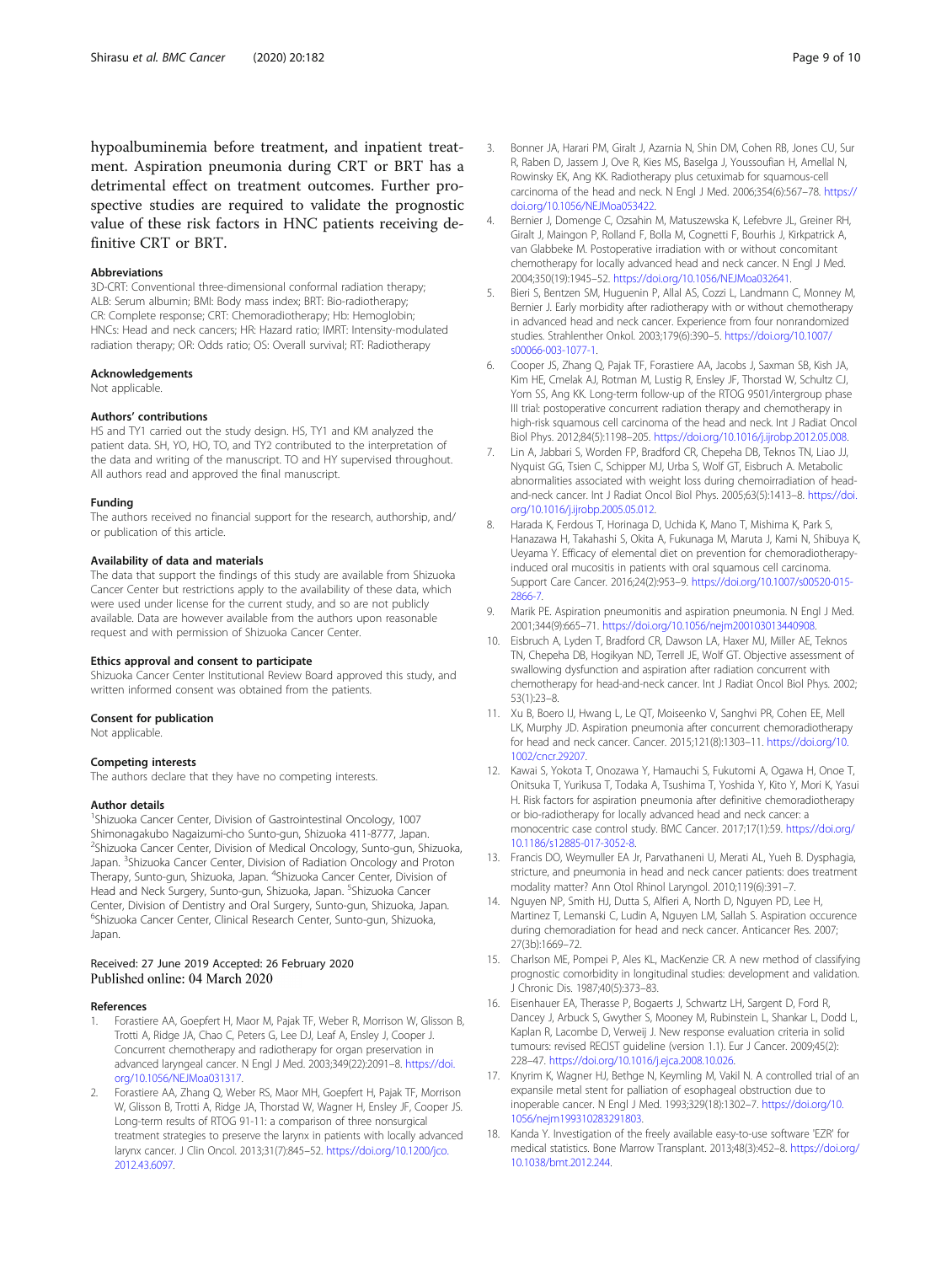hypoalbuminemia before treatment, and inpatient treatment. Aspiration pneumonia during CRT or BRT has a detrimental effect on treatment outcomes. Further prospective studies are required to validate the prognostic value of these risk factors in HNC patients receiving definitive CRT or BRT.

### Abbreviations

3D-CRT: Conventional three-dimensional conformal radiation therapy; ALB: Serum albumin; BMI: Body mass index; BRT: Bio-radiotherapy; CR: Complete response; CRT: Chemoradiotherapy; Hb: Hemoglobin; HNCs: Head and neck cancers; HR: Hazard ratio; IMRT: Intensity-modulated radiation therapy; OR: Odds ratio; OS: Overall survival; RT: Radiotherapy

### Acknowledgements

Not applicable.

### Authors' contributions

HS and TY1 carried out the study design. HS, TY1 and KM analyzed the patient data. SH, YO, HO, TO, and TY2 contributed to the interpretation of the data and writing of the manuscript. TO and HY supervised throughout. All authors read and approved the final manuscript.

### Funding

The authors received no financial support for the research, authorship, and/or publication of this article.

### Availability of data and materials

The data that support the findings of this study are available from Shizuoka Cancer Center but restrictions apply to the availability of these data, which were used under license for the current study, and so are not publicly available. Data are however available from the authors upon reasonable request and with permission of Shizuoka Cancer Center.

### Ethics approval and consent to participate

Shizuoka Cancer Center Institutional Review Board approved this study, and written informed consent was obtained from the patients.

### Consent for publication

Not applicable.

### Competing interests

The authors declare that they have no competing interests.

### Author details

[1]Shizuoka Cancer Center, Division of Gastrointestinal Oncology, 1007 Shimonagakubo Nagaizumi-cho Sunto-gun, Shizuoka 411-8777, Japan. [2]Shizuoka Cancer Center, Division of Medical Oncology, Sunto-gun, Shizuoka, Japan. [3]Shizuoka Cancer Center, Division of Radiation Oncology and Proton Therapy, Sunto-gun, Shizuoka, Japan. [4]Shizuoka Cancer Center, Division of Head and Neck Surgery, Sunto-gun, Shizuoka, Japan. [5]Shizuoka Cancer Center, Division of Dentistry and Oral Surgery, Sunto-gun, Shizuoka, Japan. [6]Shizuoka Cancer Center, Clinical Research Center, Sunto-gun, Shizuoka, Japan.

Received: 27 June 2019 Accepted: 26 February 2020
Published online: 04 March 2020

### References

1. Forastiere AA, Goepfert H, Maor M, Pajak TF, Weber R, Morrison W, Glisson B, Trotti A, Ridge JA, Chao C, Peters G, Lee DJ, Leaf A, Ensley J, Cooper J. Concurrent chemotherapy and radiotherapy for organ preservation in advanced laryngeal cancer. N Engl J Med. 2003;349(22):2091–8. https://doi.org/10.1056/NEJMoa031317.
2. Forastiere AA, Zhang Q, Weber RS, Maor MH, Goepfert H, Pajak TF, Morrison W, Glisson B, Trotti A, Ridge JA, Thorstad W, Wagner H, Ensley JF, Cooper JS. Long-term results of RTOG 91-11: a comparison of three nonsurgical treatment strategies to preserve the larynx in patients with locally advanced larynx cancer. J Clin Oncol. 2013;31(7):845–52. https://doi.org/10.1200/jco.2012.43.6097.
3. Bonner JA, Harari PM, Giralt J, Azarnia N, Shin DM, Cohen RB, Jones CU, Sur R, Raben D, Jassem J, Ove R, Kies MS, Baselga J, Youssoufian H, Amellal N, Rowinsky EK, Ang KK. Radiotherapy plus cetuximab for squamous-cell carcinoma of the head and neck. N Engl J Med. 2006;354(6):567–78. https://doi.org/10.1056/NEJMoa053422.
4. Bernier J, Domenge C, Ozsahin M, Matuszewska K, Lefebvre JL, Greiner RH, Giralt J, Maingon P, Rolland F, Bolla M, Cognetti F, Bourhis J, Kirkpatrick A, van Glabbeke M. Postoperative irradiation with or without concomitant chemotherapy for locally advanced head and neck cancer. N Engl J Med. 2004;350(19):1945–52. https://doi.org/10.1056/NEJMoa032641.
5. Bieri S, Bentzen SM, Huguenin P, Allal AS, Cozzi L, Landmann C, Monney M, Bernier J. Early morbidity after radiotherapy with or without chemotherapy in advanced head and neck cancer. Experience from four nonrandomized studies. Strahlenther Onkol. 2003;179(6):390–5. https://doi.org/10.1007/s00066-003-1077-1.
6. Cooper JS, Zhang Q, Pajak TF, Forastiere AA, Jacobs J, Saxman SB, Kish JA, Kim HE, Cmelak AJ, Rotman M, Lustig R, Ensley JF, Thorstad W, Schultz CJ, Yom SS, Ang KK. Long-term follow-up of the RTOG 9501/intergroup phase III trial: postoperative concurrent radiation therapy and chemotherapy in high-risk squamous cell carcinoma of the head and neck. Int J Radiat Oncol Biol Phys. 2012;84(5):1198–205. https://doi.org/10.1016/j.ijrobp.2012.05.008.
7. Lin A, Jabbari S, Worden FP, Bradford CR, Chepeha DB, Teknos TN, Liao JJ, Nyquist GG, Tsien C, Schipper MJ, Urba S, Wolf GT, Eisbruch A. Metabolic abnormalities associated with weight loss during chemoirradiation of head-and-neck cancer. Int J Radiat Oncol Biol Phys. 2005;63(5):1413–8. https://doi.org/10.1016/j.ijrobp.2005.05.012.
8. Harada K, Ferdous T, Horinaga D, Uchida K, Mano T, Mishima K, Park S, Hanazawa H, Takahashi S, Okita A, Fukunaga M, Maruta J, Kami N, Shibuya K, Ueyama Y. Efficacy of elemental diet on prevention for chemoradiotherapy-induced oral mucositis in patients with oral squamous cell carcinoma. Support Care Cancer. 2016;24(2):953–9. https://doi.org/10.1007/s00520-015-2866-7.
9. Marik PE. Aspiration pneumonitis and aspiration pneumonia. N Engl J Med. 2001;344(9):665–71. https://doi.org/10.1056/nejm200103013440908.
10. Eisbruch A, Lyden T, Bradford CR, Dawson LA, Haxer MJ, Miller AE, Teknos TN, Chepeha DB, Hogikyan ND, Terrell JE, Wolf GT. Objective assessment of swallowing dysfunction and aspiration after radiation concurrent with chemotherapy for head-and-neck cancer. Int J Radiat Oncol Biol Phys. 2002;53(1):23–8.
11. Xu B, Boero IJ, Hwang L, Le QT, Moiseenko V, Sanghvi PR, Cohen EE, Mell LK, Murphy JD. Aspiration pneumonia after concurrent chemoradiotherapy for head and neck cancer. Cancer. 2015;121(8):1303–11. https://doi.org/10.1002/cncr.29207.
12. Kawai S, Yokota T, Onozawa Y, Hamauchi S, Fukutomi A, Ogawa H, Onoe T, Onitsuka T, Yurikusa T, Todaka A, Tsushima T, Yoshida Y, Kito Y, Mori K, Yasui H. Risk factors for aspiration pneumonia after definitive chemoradiotherapy or bio-radiotherapy for locally advanced head and neck cancer: a monocentric case control study. BMC Cancer. 2017;17(1):59. https://doi.org/10.1186/s12885-017-3052-8.
13. Francis DO, Weymuller EA Jr, Parvathaneni U, Merati AL, Yueh B. Dysphagia, stricture, and pneumonia in head and neck cancer patients: does treatment modality matter? Ann Otol Rhinol Laryngol. 2010;119(6):391–7.
14. Nguyen NP, Smith HJ, Dutta S, Alfieri A, North D, Nguyen PD, Lee H, Martinez T, Lemanski C, Ludin A, Nguyen LM, Sallah S. Aspiration occurence during chemoradiation for head and neck cancer. Anticancer Res. 2007;27(3b):1669–72.
15. Charlson ME, Pompei P, Ales KL, MacKenzie CR. A new method of classifying prognostic comorbidity in longitudinal studies: development and validation. J Chronic Dis. 1987;40(5):373–83.
16. Eisenhauer EA, Therasse P, Bogaerts J, Schwartz LH, Sargent D, Ford R, Dancey J, Arbuck S, Gwyther S, Mooney M, Rubinstein L, Shankar L, Dodd L, Kaplan R, Lacombe D, Verweij J. New response evaluation criteria in solid tumours: revised RECIST guideline (version 1.1). Eur J Cancer. 2009;45(2):228–47. https://doi.org/10.1016/j.ejca.2008.10.026.
17. Knyrim K, Wagner HJ, Bethge N, Keymling M, Vakil N. A controlled trial of an expansile metal stent for palliation of esophageal obstruction due to inoperable cancer. N Engl J Med. 1993;329(18):1302–7. https://doi.org/10.1056/nejm199310283291803.
18. Kanda Y. Investigation of the freely available easy-to-use software 'EZR' for medical statistics. Bone Marrow Transplant. 2013;48(3):452–8. https://doi.org/10.1038/bmt.2012.244.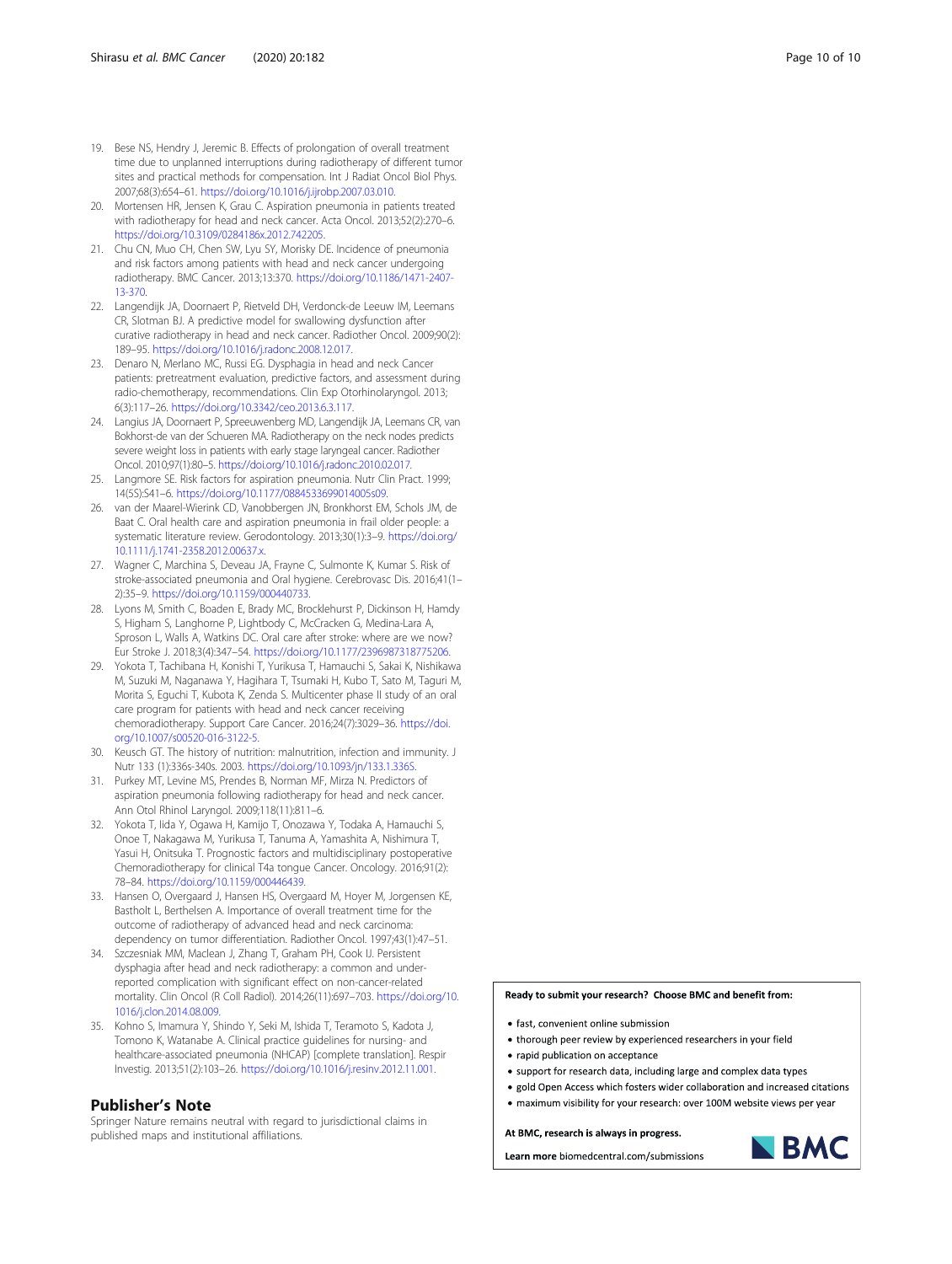19. Bese NS, Hendry J, Jeremic B. Effects of prolongation of overall treatment time due to unplanned interruptions during radiotherapy of different tumor sites and practical methods for compensation. Int J Radiat Oncol Biol Phys. 2007;68(3):654–61. https://doi.org/10.1016/j.ijrobp.2007.03.010.
20. Mortensen HR, Jensen K, Grau C. Aspiration pneumonia in patients treated with radiotherapy for head and neck cancer. Acta Oncol. 2013;52(2):270–6. https://doi.org/10.3109/0284186x.2012.742205.
21. Chu CN, Muo CH, Chen SW, Lyu SY, Morisky DE. Incidence of pneumonia and risk factors among patients with head and neck cancer undergoing radiotherapy. BMC Cancer. 2013;13:370. https://doi.org/10.1186/1471-2407-13-370.
22. Langendijk JA, Doornaert P, Rietveld DH, Verdonck-de Leeuw IM, Leemans CR, Slotman BJ. A predictive model for swallowing dysfunction after curative radiotherapy in head and neck cancer. Radiother Oncol. 2009;90(2):189–95. https://doi.org/10.1016/j.radonc.2008.12.017.
23. Denaro N, Merlano MC, Russi EG. Dysphagia in head and neck Cancer patients: pretreatment evaluation, predictive factors, and assessment during radio-chemotherapy, recommendations. Clin Exp Otorhinolaryngol. 2013;6(3):117–26. https://doi.org/10.3342/ceo.2013.6.3.117.
24. Langius JA, Doornaert P, Spreeuwenberg MD, Langendijk JA, Leemans CR, van Bokhorst-de van der Schueren MA. Radiotherapy on the neck nodes predicts severe weight loss in patients with early stage laryngeal cancer. Radiother Oncol. 2010;97(1):80–5. https://doi.org/10.1016/j.radonc.2010.02.017.
25. Langmore SE. Risk factors for aspiration pneumonia. Nutr Clin Pract. 1999;14(5S):S41–6. https://doi.org/10.1177/0884533699014005s09.
26. van der Maarel-Wierink CD, Vanobbergen JN, Bronkhorst EM, Schols JM, de Baat C. Oral health care and aspiration pneumonia in frail older people: a systematic literature review. Gerodontology. 2013;30(1):3–9. https://doi.org/10.1111/j.1741-2358.2012.00637.x.
27. Wagner C, Marchina S, Deveau JA, Frayne C, Sulmonte K, Kumar S. Risk of stroke-associated pneumonia and Oral hygiene. Cerebrovasc Dis. 2016;41(1–2):35–9. https://doi.org/10.1159/000440733.
28. Lyons M, Smith C, Boaden E, Brady MC, Brocklehurst P, Dickinson H, Hamdy S, Higham S, Langhorne P, Lightbody C, McCracken G, Medina-Lara A, Sproson L, Walls A, Watkins DC. Oral care after stroke: where are we now? Eur Stroke J. 2018;3(4):347–54. https://doi.org/10.1177/2396987318775206.
29. Yokota T, Tachibana H, Konishi T, Yurikusa T, Hamauchi S, Sakai K, Nishikawa M, Suzuki M, Naganawa Y, Hagihara T, Tsumaki H, Kubo T, Sato M, Taguri M, Morita S, Eguchi T, Kubota K, Zenda S. Multicenter phase II study of an oral care program for patients with head and neck cancer receiving chemoradiotherapy. Support Care Cancer. 2016;24(7):3029–36. https://doi.org/10.1007/s00520-016-3122-5.
30. Keusch GT. The history of nutrition: malnutrition, infection and immunity. J Nutr 133 (1):336s-340s. 2003. https://doi.org/10.1093/jn/133.1.336S.
31. Purkey MT, Levine MS, Prendes B, Norman MF, Mirza N. Predictors of aspiration pneumonia following radiotherapy for head and neck cancer. Ann Otol Rhinol Laryngol. 2009;118(11):811–6.
32. Yokota T, Iida Y, Ogawa H, Kamijo T, Onozawa Y, Todaka A, Hamauchi S, Onoe T, Nakagawa M, Yurikusa T, Tanuma A, Yamashita A, Nishimura T, Yasui H, Onitsuka T. Prognostic factors and multidisciplinary postoperative Chemoradiotherapy for clinical T4a tongue Cancer. Oncology. 2016;91(2):78–84. https://doi.org/10.1159/000446439.
33. Hansen O, Overgaard J, Hansen HS, Overgaard M, Hoyer M, Jorgensen KE, Bastholt L, Berthelsen A. Importance of overall treatment time for the outcome of radiotherapy of advanced head and neck carcinoma: dependency on tumor differentiation. Radiother Oncol. 1997;43(1):47–51.
34. Szczesniak MM, Maclean J, Zhang T, Graham PH, Cook IJ. Persistent dysphagia after head and neck radiotherapy: a common and under-reported complication with significant effect on non-cancer-related mortality. Clin Oncol (R Coll Radiol). 2014;26(11):697–703. https://doi.org/10.1016/j.clon.2014.08.009.
35. Kohno S, Imamura Y, Shindo Y, Seki M, Ishida T, Teramoto S, Kadota J, Tomono K, Watanabe A. Clinical practice guidelines for nursing- and healthcare-associated pneumonia (NHCAP) [complete translation]. Respir Investig. 2013;51(2):103–26. https://doi.org/10.1016/j.resinv.2012.11.001.

## Publisher's Note

Springer Nature remains neutral with regard to jurisdictional claims in published maps and institutional affiliations.

**Ready to submit your research? Choose BMC and benefit from:**

- fast, convenient online submission
- thorough peer review by experienced researchers in your field
- rapid publication on acceptance
- support for research data, including large and complex data types
- gold Open Access which fosters wider collaboration and increased citations
- maximum visibility for your research: over 100M website views per year

**At BMC, research is always in progress.**

**Learn more** biomedcentral.com/submissions

BMC